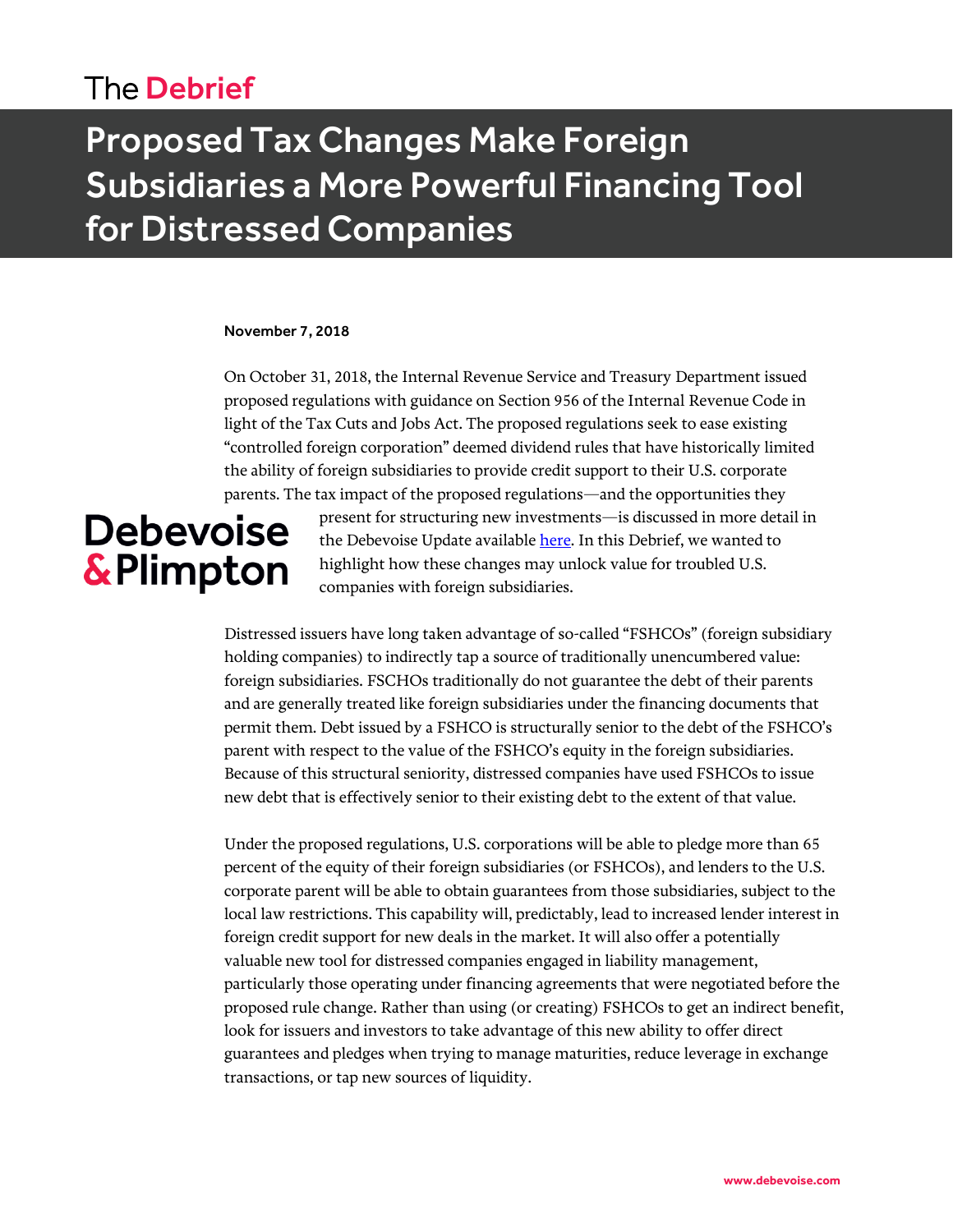The **Debrief**

# Proposed Tax Changes Make Foreign Subsidiaries a More Powerful Financing Tool for Distressed Companies

**November 7, 2018**

On October 31, 2018, the Internal Revenue Service and Treasury Department issued proposed regulations with guidance on Section 956 of the Internal Revenue Code in light of the Tax Cuts and Jobs Act. The proposed regulations seek to ease existing "controlled foreign corporation" deemed dividend rules that have historically limited the ability of foreign subsidiaries to provide credit support to their U.S. corporate parents. The tax impact of the proposed regulations—and the opportunities they present for structuring new investments—is discussed in more detail in the Debevoise Update available [here](). In this Debrief, we wanted to highlight how these changes may unlock value for troubled U.S. companies with foreign subsidiaries.

Distressed issuers have long taken advantage of so-called "FSHCOs" (foreign subsidiary holding companies) to indirectly tap a source of traditionally unencumbered value: foreign subsidiaries. FSCHOs traditionally do not guarantee the debt of their parents and are generally treated like foreign subsidiaries under the financing documents that permit them. Debt issued by a FSHCO is structurally senior to the debt of the FSHCO's parent with respect to the value of the FSHCO's equity in the foreign subsidiaries. Because of this structural seniority, distressed companies have used FSHCOs to issue new debt that is effectively senior to their existing debt to the extent of that value.

Under the proposed regulations, U.S. corporations will be able to pledge more than 65 percent of the equity of their foreign subsidiaries (or FSHCOs), and lenders to the U.S. corporate parent will be able to obtain guarantees from those subsidiaries, subject to the local law restrictions. This capability will, predictably, lead to increased lender interest in foreign credit support for new deals in the market. It will also offer a potentially valuable new tool for distressed companies engaged in liability management, particularly those operating under financing agreements that were negotiated before the proposed rule change. Rather than using (or creating) FSHCOs to get an indirect benefit, look for issuers and investors to take advantage of this new ability to offer direct guarantees and pledges when trying to manage maturities, reduce leverage in exchange transactions, or tap new sources of liquidity.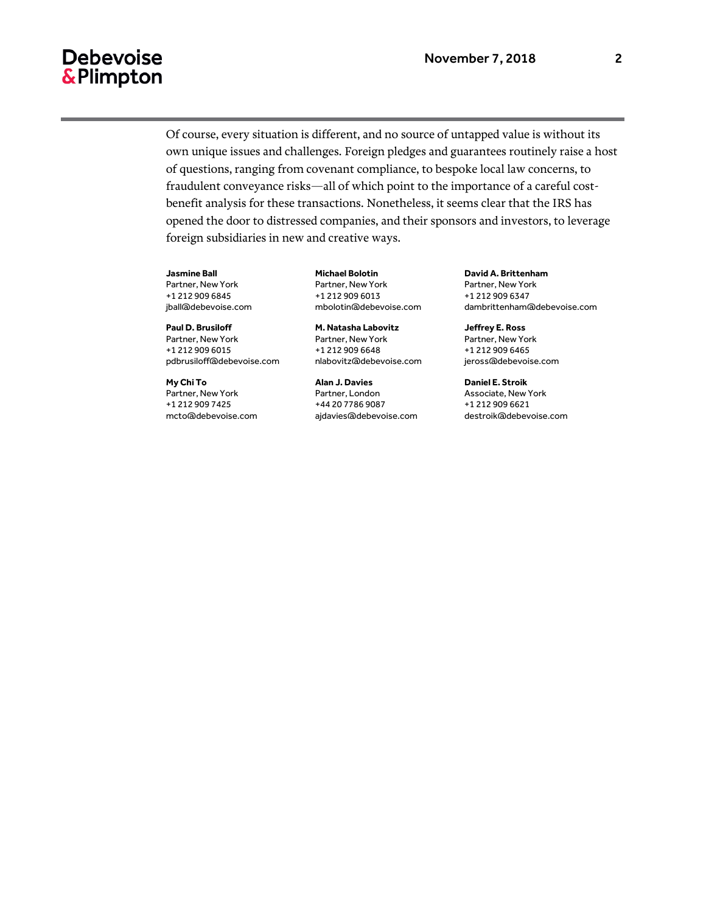Of course, every situation is different, and no source of untapped value is without its own unique issues and challenges. Foreign pledges and guarantees routinely raise a host of questions, ranging from covenant compliance, to bespoke local law concerns, to fraudulent conveyance risks—all of which point to the importance of a careful cost-benefit analysis for these transactions. Nonetheless, it seems clear that the IRS has opened the door to distressed companies, and their sponsors and investors, to leverage foreign subsidiaries in new and creative ways.

**Jasmine Ball**
Partner, New York
+1 212 909 6845
jball@debevoise.com

**Michael Bolotin**
Partner, New York
+1 212 909 6013
mbolotin@debevoise.com

**David A. Brittenham**
Partner, New York
+1 212 909 6347
dambrittenham@debevoise.com

**Paul D. Brusiloff**
Partner, New York
+1 212 909 6015
pdbrusiloff@debevoise.com

**M. Natasha Labovitz**
Partner, New York
+1 212 909 6648
nlabovitz@debevoise.com

**Jeffrey E. Ross**
Partner, New York
+1 212 909 6465
jeross@debevoise.com

**My Chi To**
Partner, New York
+1 212 909 7425
mcto@debevoise.com

**Alan J. Davies**
Partner, London
+44 20 7786 9087
ajdavies@debevoise.com

**Daniel E. Stroik**
Associate, New York
+1 212 909 6621
destroik@debevoise.com